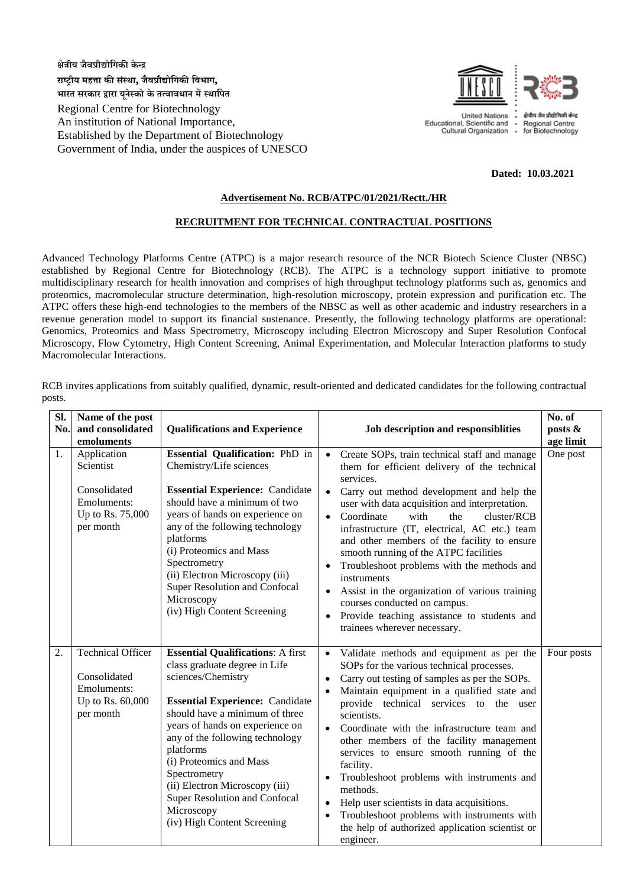क्षेत्रीय जैवप्रौद्योगिकी केन्द्र
राष्ट्रीय महत्ता की संस्था, जैवप्रौद्योगिकी विभाग,
भारत सरकार द्वारा यूनेस्को के तत्वावधान में स्थापित

Regional Centre for Biotechnology
An institution of National Importance,
Established by the Department of Biotechnology
Government of India, under the auspices of UNESCO

United Nations Educational, Scientific and Cultural Organization · क्षेत्रीय जैव प्रौद्योगिकी केन्द्र Regional Centre for Biotechnology

**Dated: 10.03.2021**

**Advertisement No. RCB/ATPC/01/2021/Rectt./HR**

**RECRUITMENT FOR TECHNICAL CONTRACTUAL POSITIONS**

Advanced Technology Platforms Centre (ATPC) is a major research resource of the NCR Biotech Science Cluster (NBSC) established by Regional Centre for Biotechnology (RCB). The ATPC is a technology support initiative to promote multidisciplinary research for health innovation and comprises of high throughput technology platforms such as, genomics and proteomics, macromolecular structure determination, high-resolution microscopy, protein expression and purification etc. The ATPC offers these high-end technologies to the members of the NBSC as well as other academic and industry researchers in a revenue generation model to support its financial sustenance. Presently, the following technology platforms are operational: Genomics, Proteomics and Mass Spectrometry, Microscopy including Electron Microscopy and Super Resolution Confocal Microscopy, Flow Cytometry, High Content Screening, Animal Experimentation, and Molecular Interaction platforms to study Macromolecular Interactions.

RCB invites applications from suitably qualified, dynamic, result-oriented and dedicated candidates for the following contractual posts.

| Sl. No. | Name of the post and consolidated emoluments | Qualifications and Experience | Job description and responsiblities | No. of posts & age limit |
|---|---|---|---|---|
| 1. | Application Scientist<br><br>Consolidated Emoluments: Up to Rs. 75,000 per month | **Essential Qualification:** PhD in Chemistry/Life sciences<br><br>**Essential Experience:** Candidate should have a minimum of two years of hands on experience on any of the following technology platforms<br>(i) Proteomics and Mass Spectrometry<br>(ii) Electron Microscopy (iii) Super Resolution and Confocal Microscopy<br>(iv) High Content Screening | • Create SOPs, train technical staff and manage them for efficient delivery of the technical services.<br>• Carry out method development and help the user with data acquisition and interpretation.<br>• Coordinate with the cluster/RCB infrastructure (IT, electrical, AC etc.) team and other members of the facility to ensure smooth running of the ATPC facilities<br>• Troubleshoot problems with the methods and instruments<br>• Assist in the organization of various training courses conducted on campus.<br>• Provide teaching assistance to students and trainees wherever necessary. | One post |
| 2. | Technical Officer<br><br>Consolidated Emoluments: Up to Rs. 60,000 per month | **Essential Qualifications**: A first class graduate degree in Life sciences/Chemistry<br><br>**Essential Experience:** Candidate should have a minimum of three years of hands on experience on any of the following technology platforms<br>(i) Proteomics and Mass Spectrometry<br>(ii) Electron Microscopy (iii) Super Resolution and Confocal Microscopy<br>(iv) High Content Screening | • Validate methods and equipment as per the SOPs for the various technical processes.<br>• Carry out testing of samples as per the SOPs.<br>• Maintain equipment in a qualified state and provide technical services to the user scientists.<br>• Coordinate with the infrastructure team and other members of the facility management services to ensure smooth running of the facility.<br>• Troubleshoot problems with instruments and methods.<br>• Help user scientists in data acquisitions.<br>• Troubleshoot problems with instruments with the help of authorized application scientist or engineer. | Four posts |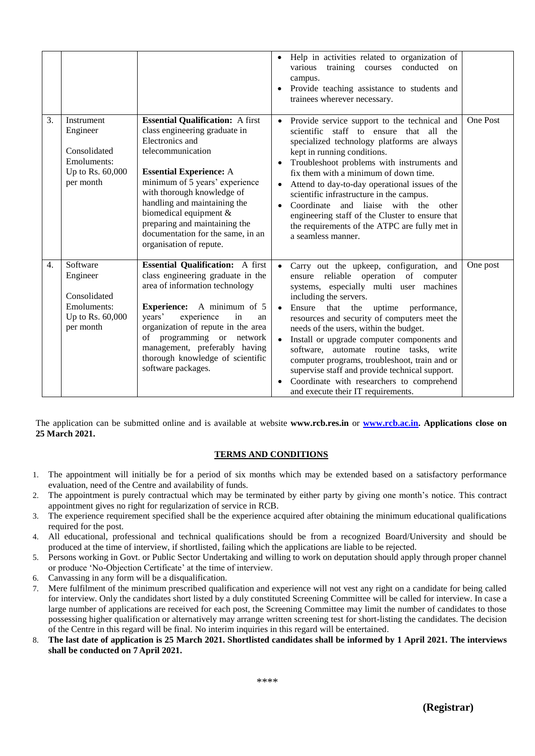| | | | | |
|---|---|---|---|---|
| | | | • Help in activities related to organization of various training courses conducted on campus.<br>• Provide teaching assistance to students and trainees wherever necessary. | |
| 3. | Instrument Engineer<br><br>Consolidated Emoluments: Up to Rs. 60,000 per month | **Essential Qualification:** A first class engineering graduate in Electronics and telecommunication<br><br>**Essential Experience:** A minimum of 5 years' experience with thorough knowledge of handling and maintaining the biomedical equipment & preparing and maintaining the documentation for the same, in an organisation of repute. | • Provide service support to the technical and scientific staff to ensure that all the specialized technology platforms are always kept in running conditions.<br>• Troubleshoot problems with instruments and fix them with a minimum of down time.<br>• Attend to day-to-day operational issues of the scientific infrastructure in the campus.<br>• Coordinate and liaise with the other engineering staff of the Cluster to ensure that the requirements of the ATPC are fully met in a seamless manner. | One Post |
| 4. | Software Engineer<br><br>Consolidated Emoluments: Up to Rs. 60,000 per month | **Essential Qualification:** A first class engineering graduate in the area of information technology<br><br>**Experience:** A minimum of 5 years' experience in an organization of repute in the area of programming or network management, preferably having thorough knowledge of scientific software packages. | • Carry out the upkeep, configuration, and ensure reliable operation of computer systems, especially multi user machines including the servers.<br>• Ensure that the uptime performance, resources and security of computers meet the needs of the users, within the budget.<br>• Install or upgrade computer components and software, automate routine tasks, write computer programs, troubleshoot, train and or supervise staff and provide technical support.<br>• Coordinate with researchers to comprehend and execute their IT requirements. | One post |

The application can be submitted online and is available at website **www.rcb.res.in** or **www.rcb.ac.in. Applications close on 25 March 2021.**

## TERMS AND CONDITIONS

1. The appointment will initially be for a period of six months which may be extended based on a satisfactory performance evaluation, need of the Centre and availability of funds.
2. The appointment is purely contractual which may be terminated by either party by giving one month's notice. This contract appointment gives no right for regularization of service in RCB.
3. The experience requirement specified shall be the experience acquired after obtaining the minimum educational qualifications required for the post.
4. All educational, professional and technical qualifications should be from a recognized Board/University and should be produced at the time of interview, if shortlisted, failing which the applications are liable to be rejected.
5. Persons working in Govt. or Public Sector Undertaking and willing to work on deputation should apply through proper channel or produce 'No-Objection Certificate' at the time of interview.
6. Canvassing in any form will be a disqualification.
7. Mere fulfilment of the minimum prescribed qualification and experience will not vest any right on a candidate for being called for interview. Only the candidates short listed by a duly constituted Screening Committee will be called for interview. In case a large number of applications are received for each post, the Screening Committee may limit the number of candidates to those possessing higher qualification or alternatively may arrange written screening test for short-listing the candidates. The decision of the Centre in this regard will be final. No interim inquiries in this regard will be entertained.
8. **The last date of application is 25 March 2021. Shortlisted candidates shall be informed by 1 April 2021. The interviews shall be conducted on 7 April 2021.**

\*\*\*\*

**(Registrar)**